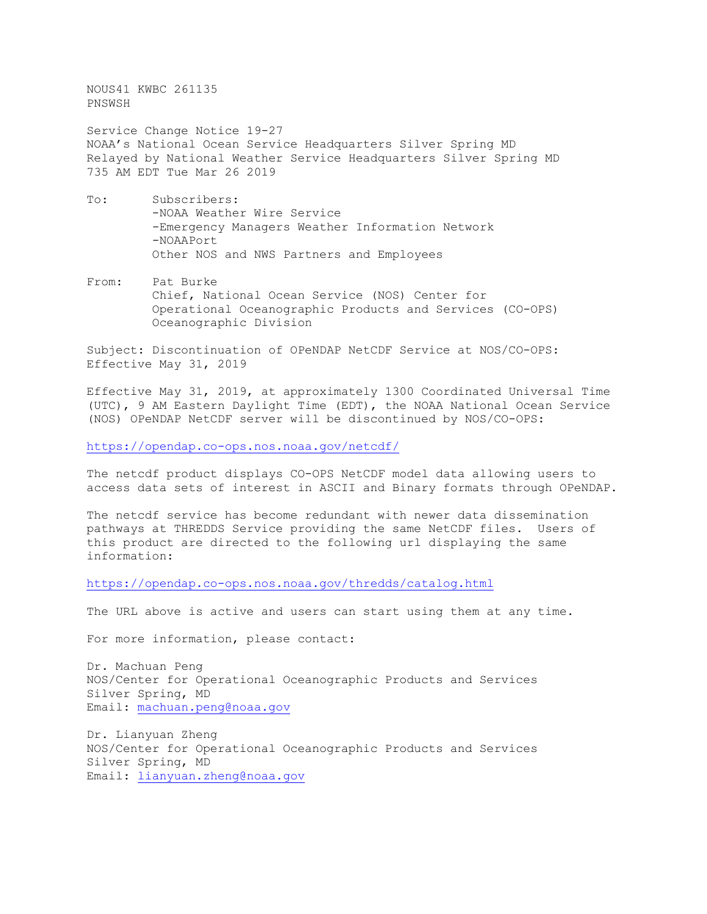NOUS41 KWBC 261135
PNSWSH

Service Change Notice 19-27
NOAA's National Ocean Service Headquarters Silver Spring MD
Relayed by National Weather Service Headquarters Silver Spring MD
735 AM EDT Tue Mar 26 2019

To: Subscribers:
-NOAA Weather Wire Service
-Emergency Managers Weather Information Network
-NOAAPort
Other NOS and NWS Partners and Employees

From: Pat Burke
Chief, National Ocean Service (NOS) Center for Operational Oceanographic Products and Services (CO-OPS) Oceanographic Division

Subject: Discontinuation of OPeNDAP NetCDF Service at NOS/CO-OPS: Effective May 31, 2019

Effective May 31, 2019, at approximately 1300 Coordinated Universal Time (UTC), 9 AM Eastern Daylight Time (EDT), the NOAA National Ocean Service (NOS) OPeNDAP NetCDF server will be discontinued by NOS/CO-OPS:

https://opendap.co-ops.nos.noaa.gov/netcdf/

The netcdf product displays CO-OPS NetCDF model data allowing users to access data sets of interest in ASCII and Binary formats through OPeNDAP.

The netcdf service has become redundant with newer data dissemination pathways at THREDDS Service providing the same NetCDF files. Users of this product are directed to the following url displaying the same information:

https://opendap.co-ops.nos.noaa.gov/thredds/catalog.html

The URL above is active and users can start using them at any time.

For more information, please contact:

Dr. Machuan Peng
NOS/Center for Operational Oceanographic Products and Services
Silver Spring, MD
Email: machuan.peng@noaa.gov

Dr. Lianyuan Zheng
NOS/Center for Operational Oceanographic Products and Services
Silver Spring, MD
Email: lianyuan.zheng@noaa.gov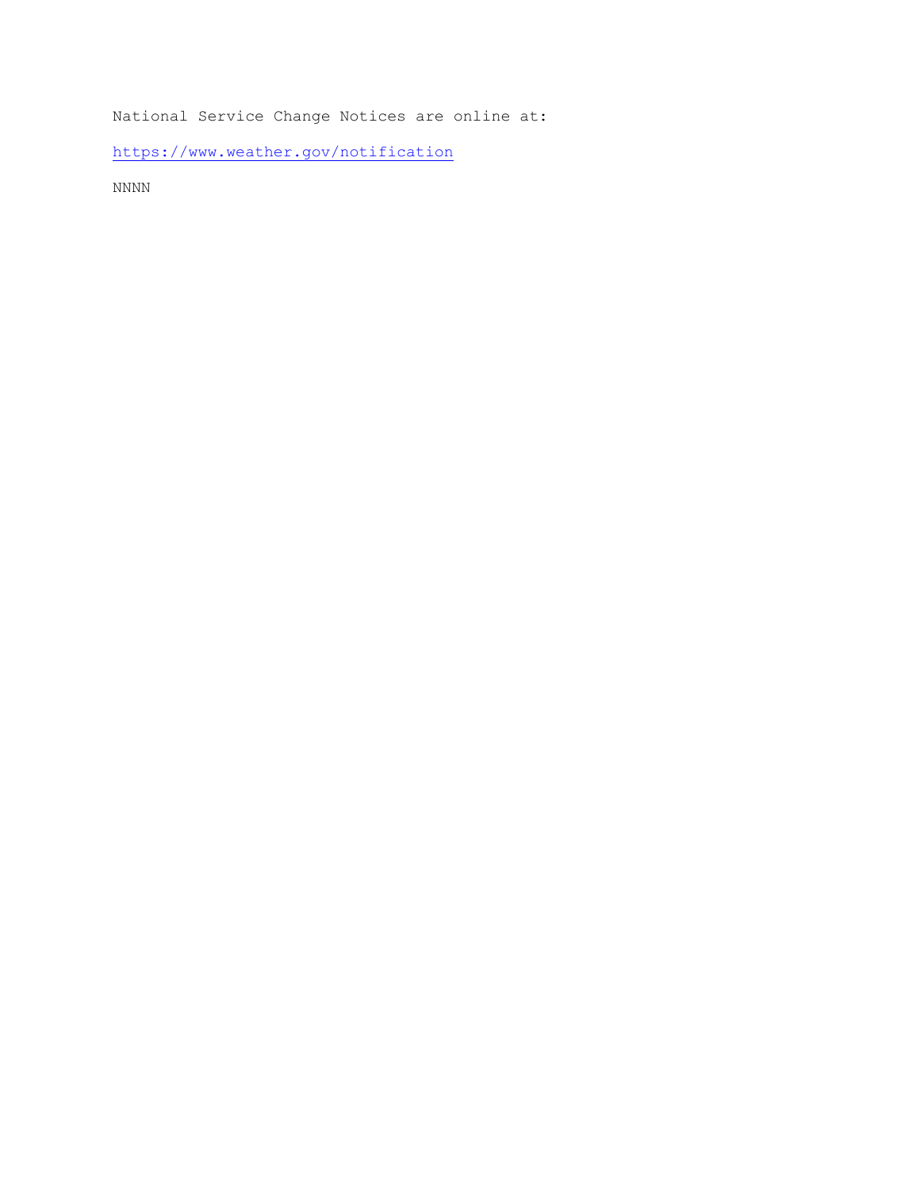National Service Change Notices are online at:

https://www.weather.gov/notification

NNNN